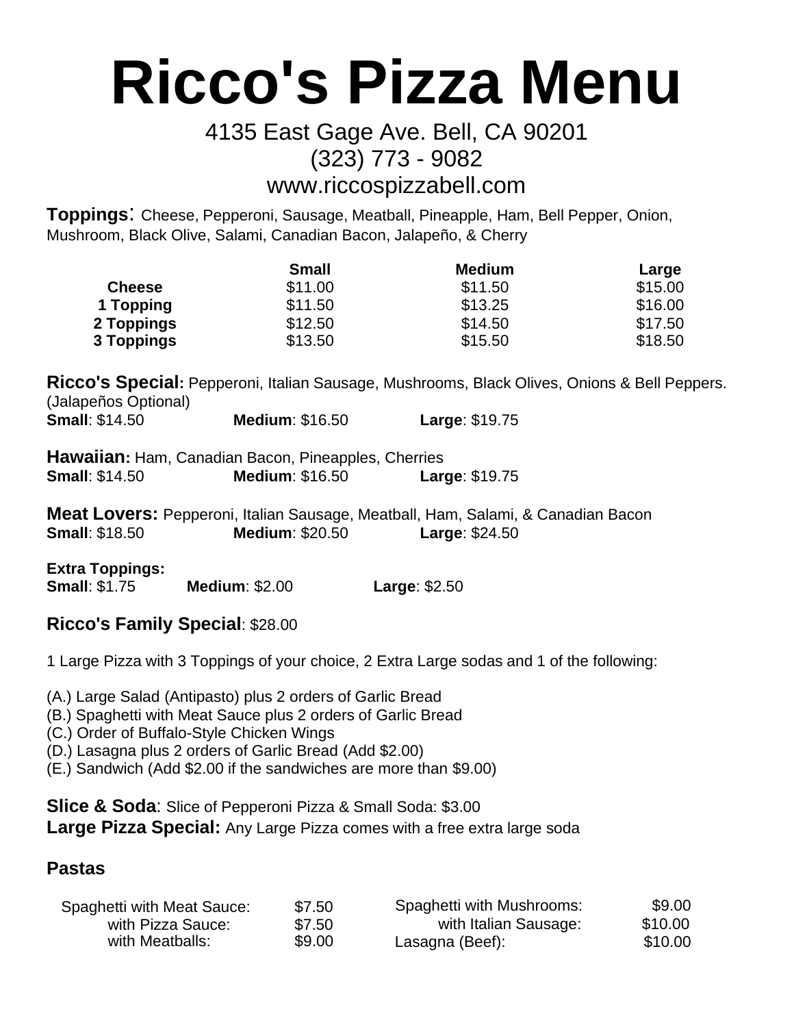# Ricco's Pizza Menu

4135 East Gage Ave. Bell, CA 90201
(323) 773 - 9082
www.riccospizzabell.com

**Toppings**: Cheese, Pepperoni, Sausage, Meatball, Pineapple, Ham, Bell Pepper, Onion, Mushroom, Black Olive, Salami, Canadian Bacon, Jalapeño, & Cherry

| | Small | Medium | Large |
|---|---|---|---|
| **Cheese** | $11.00 | $11.50 | $15.00 |
| **1 Topping** | $11.50 | $13.25 | $16.00 |
| **2 Toppings** | $12.50 | $14.50 | $17.50 |
| **3 Toppings** | $13.50 | $15.50 | $18.50 |

**Ricco's Special:** Pepperoni, Italian Sausage, Mushrooms, Black Olives, Onions & Bell Peppers. (Jalapeños Optional)
**Small**: $14.50 **Medium**: $16.50 **Large**: $19.75

**Hawaiian:** Ham, Canadian Bacon, Pineapples, Cherries
**Small**: $14.50 **Medium**: $16.50 **Large**: $19.75

**Meat Lovers:** Pepperoni, Italian Sausage, Meatball, Ham, Salami, & Canadian Bacon
**Small**: $18.50 **Medium**: $20.50 **Large**: $24.50

**Extra Toppings:**
**Small**: $1.75 **Medium**: $2.00 **Large**: $2.50

### Ricco's Family Special: $28.00

1 Large Pizza with 3 Toppings of your choice, 2 Extra Large sodas and 1 of the following:

(A.) Large Salad (Antipasto) plus 2 orders of Garlic Bread
(B.) Spaghetti with Meat Sauce plus 2 orders of Garlic Bread
(C.) Order of Buffalo-Style Chicken Wings
(D.) Lasagna plus 2 orders of Garlic Bread (Add $2.00)
(E.) Sandwich (Add $2.00 if the sandwiches are more than $9.00)

**Slice & Soda**: Slice of Pepperoni Pizza & Small Soda: $3.00
**Large Pizza Special:** Any Large Pizza comes with a free extra large soda

### Pastas

| | |
|---|---|
| Spaghetti with Meat Sauce: | $7.50 |
| with Pizza Sauce: | $7.50 |
| with Meatballs: | $9.00 |
| Spaghetti with Mushrooms: | $9.00 |
| with Italian Sausage: | $10.00 |
| Lasagna (Beef): | $10.00 |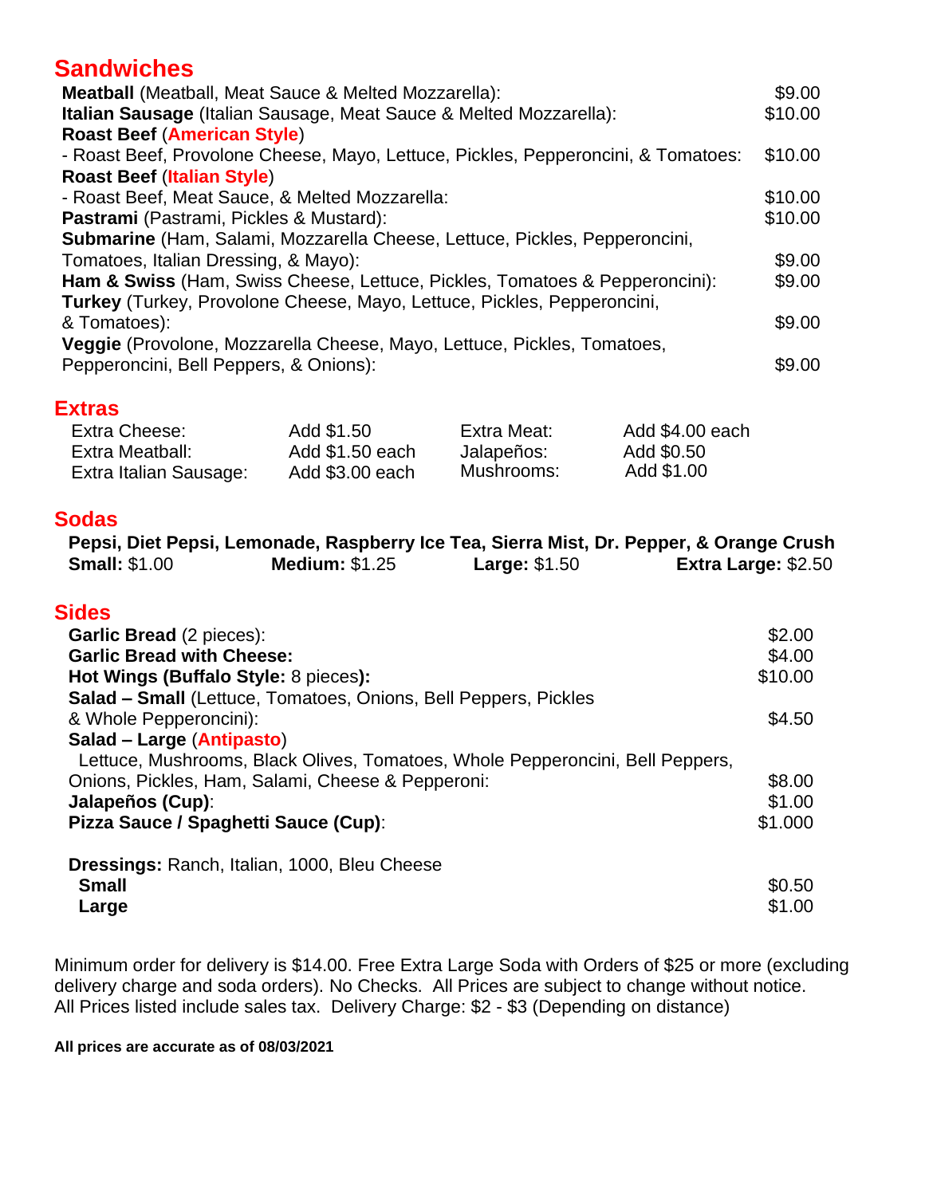## Sandwiches

| | |
|---|---|
| **Meatball** (Meatball, Meat Sauce & Melted Mozzarella): | $9.00 |
| **Italian Sausage** (Italian Sausage, Meat Sauce & Melted Mozzarella): | $10.00 |
| **Roast Beef** (**American Style**) | |
| - Roast Beef, Provolone Cheese, Mayo, Lettuce, Pickles, Pepperoncini, & Tomatoes: | $10.00 |
| **Roast Beef** (**Italian Style**) | |
| - Roast Beef, Meat Sauce, & Melted Mozzarella: | $10.00 |
| **Pastrami** (Pastrami, Pickles & Mustard): | $10.00 |
| **Submarine** (Ham, Salami, Mozzarella Cheese, Lettuce, Pickles, Pepperoncini, Tomatoes, Italian Dressing, & Mayo): | $9.00 |
| **Ham & Swiss** (Ham, Swiss Cheese, Lettuce, Pickles, Tomatoes & Pepperoncini): | $9.00 |
| **Turkey** (Turkey, Provolone Cheese, Mayo, Lettuce, Pickles, Pepperoncini, & Tomatoes): | $9.00 |
| **Veggie** (Provolone, Mozzarella Cheese, Mayo, Lettuce, Pickles, Tomatoes, Pepperoncini, Bell Peppers, & Onions): | $9.00 |

## Extras

| | | | |
|---|---|---|---|
| Extra Cheese: | Add $1.50 | Extra Meat: | Add $4.00 each |
| Extra Meatball: | Add $1.50 each | Jalapeños: | Add $0.50 |
| Extra Italian Sausage: | Add $3.00 each | Mushrooms: | Add $1.00 |

## Sodas

**Pepsi, Diet Pepsi, Lemonade, Raspberry Ice Tea, Sierra Mist, Dr. Pepper, & Orange Crush**

| | | | |
|---|---|---|---|
| **Small:** $1.00 | **Medium:** $1.25 | **Large:** $1.50 | **Extra Large:** $2.50 |

## Sides

| | |
|---|---|
| **Garlic Bread** (2 pieces): | $2.00 |
| **Garlic Bread with Cheese:** | $4.00 |
| **Hot Wings (Buffalo Style:** 8 pieces**):** | $10.00 |
| **Salad – Small** (Lettuce, Tomatoes, Onions, Bell Peppers, Pickles & Whole Pepperoncini): | $4.50 |
| **Salad – Large** (**Antipasto**) Lettuce, Mushrooms, Black Olives, Tomatoes, Whole Pepperoncini, Bell Peppers, Onions, Pickles, Ham, Salami, Cheese & Pepperoni: | $8.00 |
| **Jalapeños (Cup)**: | $1.00 |
| **Pizza Sauce / Spaghetti Sauce (Cup)**: | $1.000 |

**Dressings:** Ranch, Italian, 1000, Bleu Cheese

| | |
|---|---|
| **Small** | $0.50 |
| **Large** | $1.00 |

Minimum order for delivery is $14.00. Free Extra Large Soda with Orders of $25 or more (excluding delivery charge and soda orders). No Checks. All Prices are subject to change without notice. All Prices listed include sales tax. Delivery Charge: $2 - $3 (Depending on distance)

**All prices are accurate as of 08/03/2021**